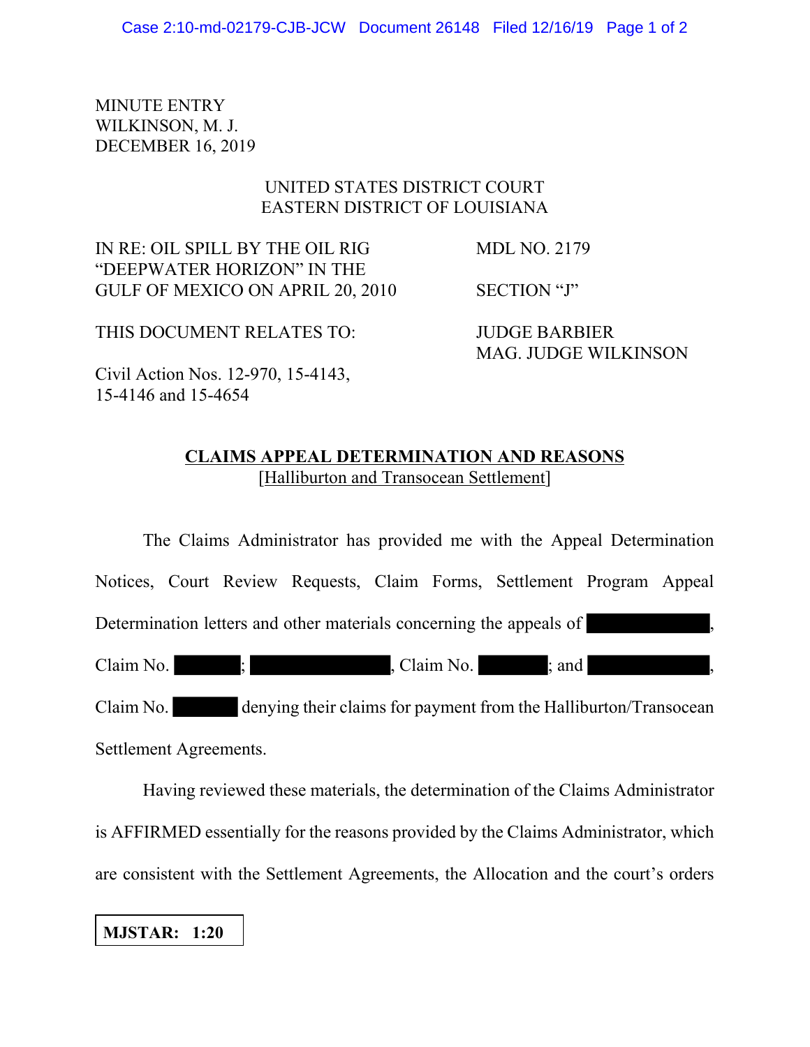MINUTE ENTRY
WILKINSON, M. J.
DECEMBER 16, 2019

UNITED STATES DISTRICT COURT
EASTERN DISTRICT OF LOUISIANA

| | |
|---|---|
| IN RE: OIL SPILL BY THE OIL RIG "DEEPWATER HORIZON" IN THE GULF OF MEXICO ON APRIL 20, 2010 | MDL NO. 2179<br><br>SECTION "J" |
| THIS DOCUMENT RELATES TO:<br><br>Civil Action Nos. 12-970, 15-4143, 15-4146 and 15-4654 | JUDGE BARBIER<br>MAG. JUDGE WILKINSON |

**CLAIMS APPEAL DETERMINATION AND REASONS**
[Halliburton and Transocean Settlement]

The Claims Administrator has provided me with the Appeal Determination Notices, Court Review Requests, Claim Forms, Settlement Program Appeal Determination letters and other materials concerning the appeals of ██████████, Claim No. ██████; ██████████, Claim No. ██████; and ██████████, Claim No. ██████ denying their claims for payment from the Halliburton/Transocean Settlement Agreements.

Having reviewed these materials, the determination of the Claims Administrator is AFFIRMED essentially for the reasons provided by the Claims Administrator, which are consistent with the Settlement Agreements, the Allocation and the court's orders

**MJSTAR: 1:20**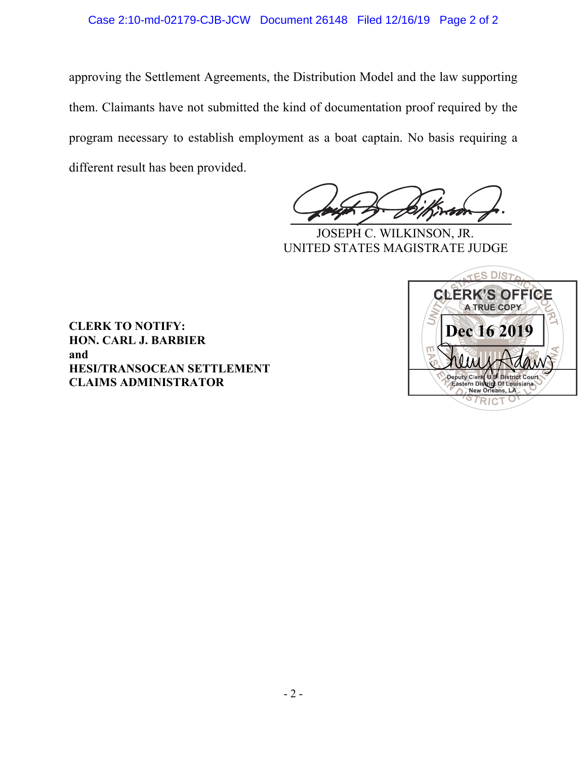approving the Settlement Agreements, the Distribution Model and the law supporting them. Claimants have not submitted the kind of documentation proof required by the program necessary to establish employment as a boat captain. No basis requiring a different result has been provided.

JOSEPH C. WILKINSON, JR.
UNITED STATES MAGISTRATE JUDGE

**CLERK TO NOTIFY:**
**HON. CARL J. BARBIER**
**and**
**HESI/TRANSOCEAN SETTLEMENT CLAIMS ADMINISTRATOR**

CLERK'S OFFICE
A TRUE COPY
Dec 16 2019
Deputy Clerk, U.S. District Court
Eastern District Of Louisiana
New Orleans, LA